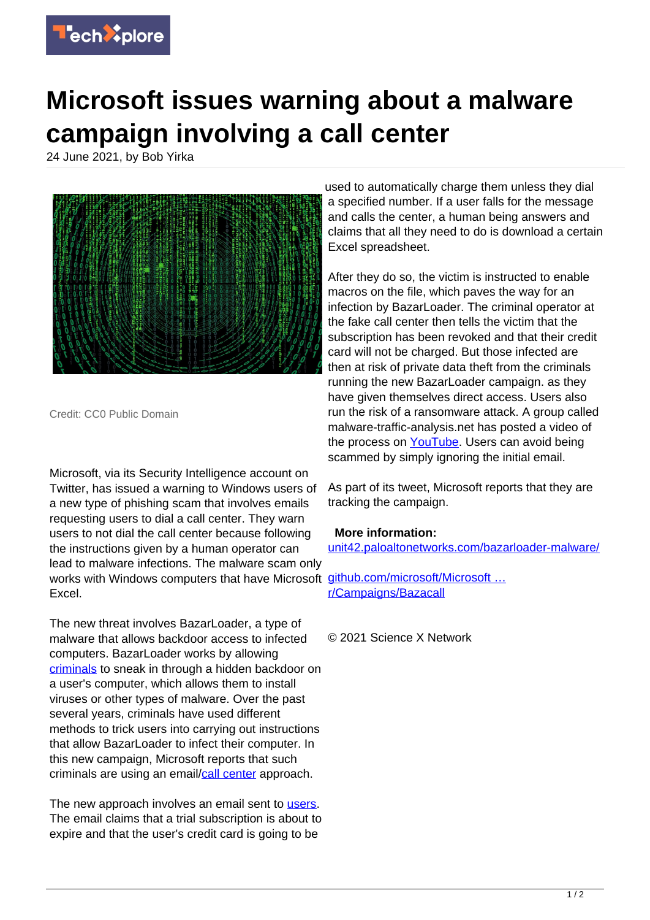# Microsoft issues warning about a malware campaign involving a call center

24 June 2021, by Bob Yirka

Credit: CC0 Public Domain

Microsoft, via its Security Intelligence account on Twitter, has issued a warning to Windows users of a new type of phishing scam that involves emails requesting users to dial a call center. They warn users to not dial the call center because following the instructions given by a human operator can lead to malware infections. The malware scam only works with Windows computers that have Microsoft Excel.

The new threat involves BazarLoader, a type of malware that allows backdoor access to infected computers. BazarLoader works by allowing criminals to sneak in through a hidden backdoor on a user's computer, which allows them to install viruses or other types of malware. Over the past several years, criminals have used different methods to trick users into carrying out instructions that allow BazarLoader to infect their computer. In this new campaign, Microsoft reports that such criminals are using an email/call center approach.

The new approach involves an email sent to users. The email claims that a trial subscription is about to expire and that the user's credit card is going to be used to automatically charge them unless they dial a specified number. If a user falls for the message and calls the center, a human being answers and claims that all they need to do is download a certain Excel spreadsheet.

After they do so, the victim is instructed to enable macros on the file, which paves the way for an infection by BazarLoader. The criminal operator at the fake call center then tells the victim that the subscription has been revoked and that their credit card will not be charged. But those infected are then at risk of private data theft from the criminals running the new BazarLoader campaign. as they have given themselves direct access. Users also run the risk of a ransomware attack. A group called malware-traffic-analysis.net has posted a video of the process on YouTube. Users can avoid being scammed by simply ignoring the initial email.

As part of its tweet, Microsoft reports that they are tracking the campaign.

**More information:**
unit42.paloaltonetworks.com/bazarloader-malware/

github.com/microsoft/Microsoft … r/Campaigns/Bazacall

© 2021 Science X Network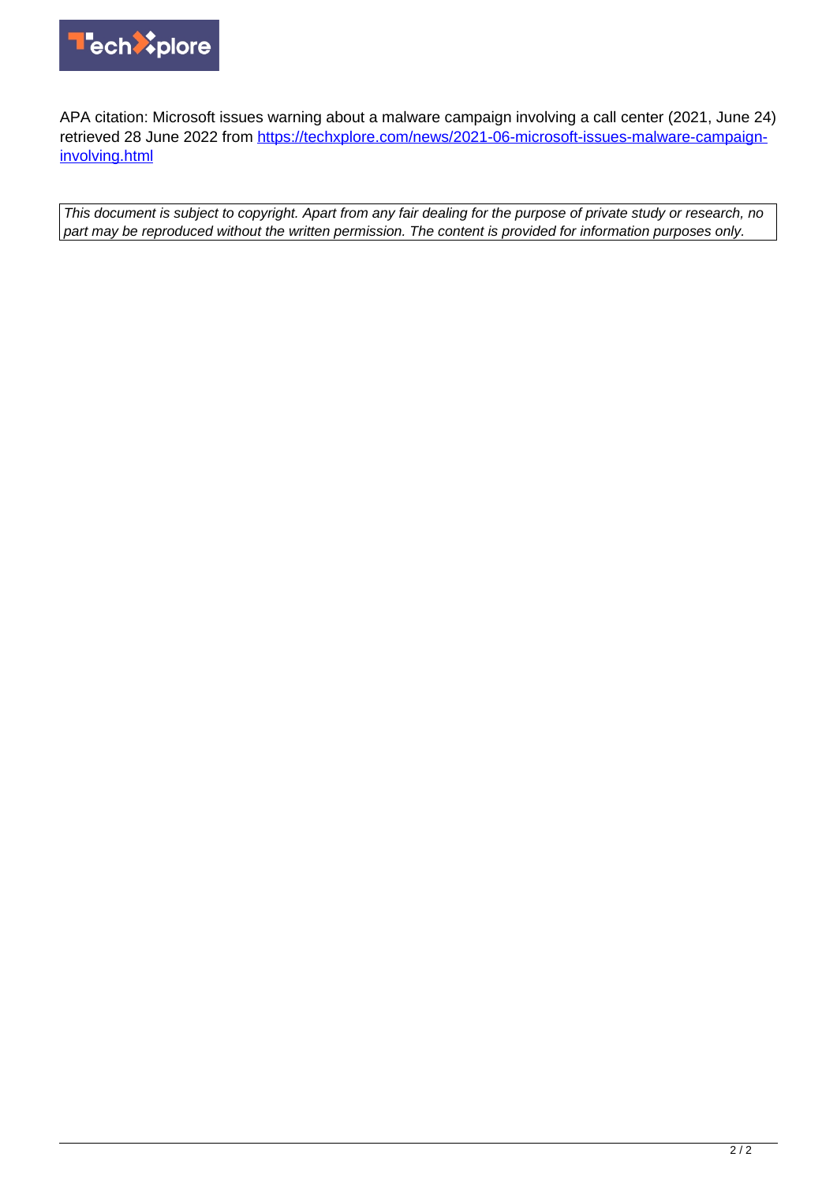APA citation: Microsoft issues warning about a malware campaign involving a call center (2021, June 24) retrieved 28 June 2022 from [https://techxplore.com/news/2021-06-microsoft-issues-malware-campaign-involving.html](https://techxplore.com/news/2021-06-microsoft-issues-malware-campaign-involving.html)

*This document is subject to copyright. Apart from any fair dealing for the purpose of private study or research, no part may be reproduced without the written permission. The content is provided for information purposes only.*